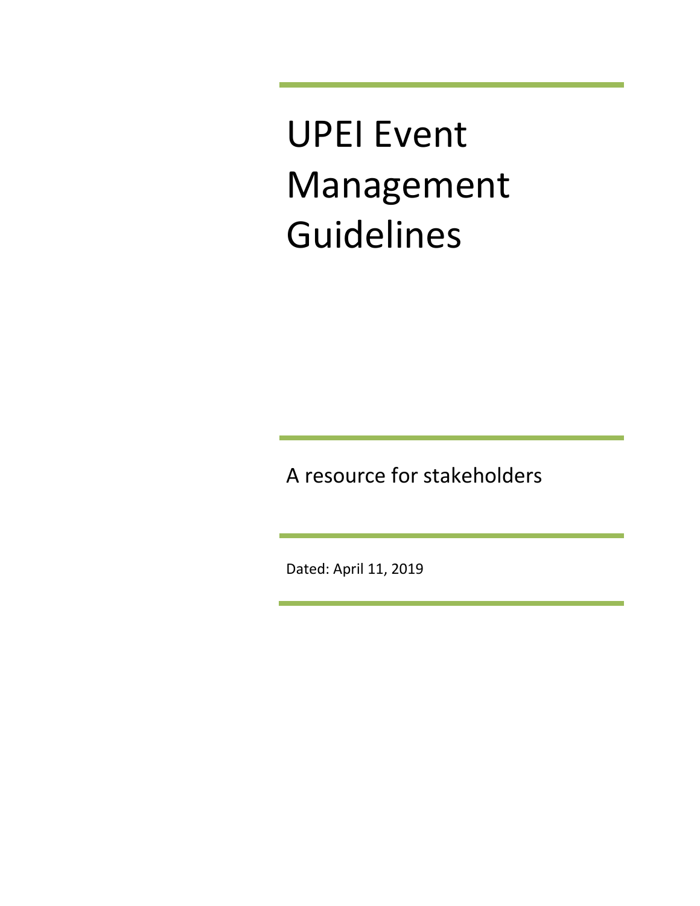# UPEI Event Management Guidelines

A resource for stakeholders

Dated: April 11, 2019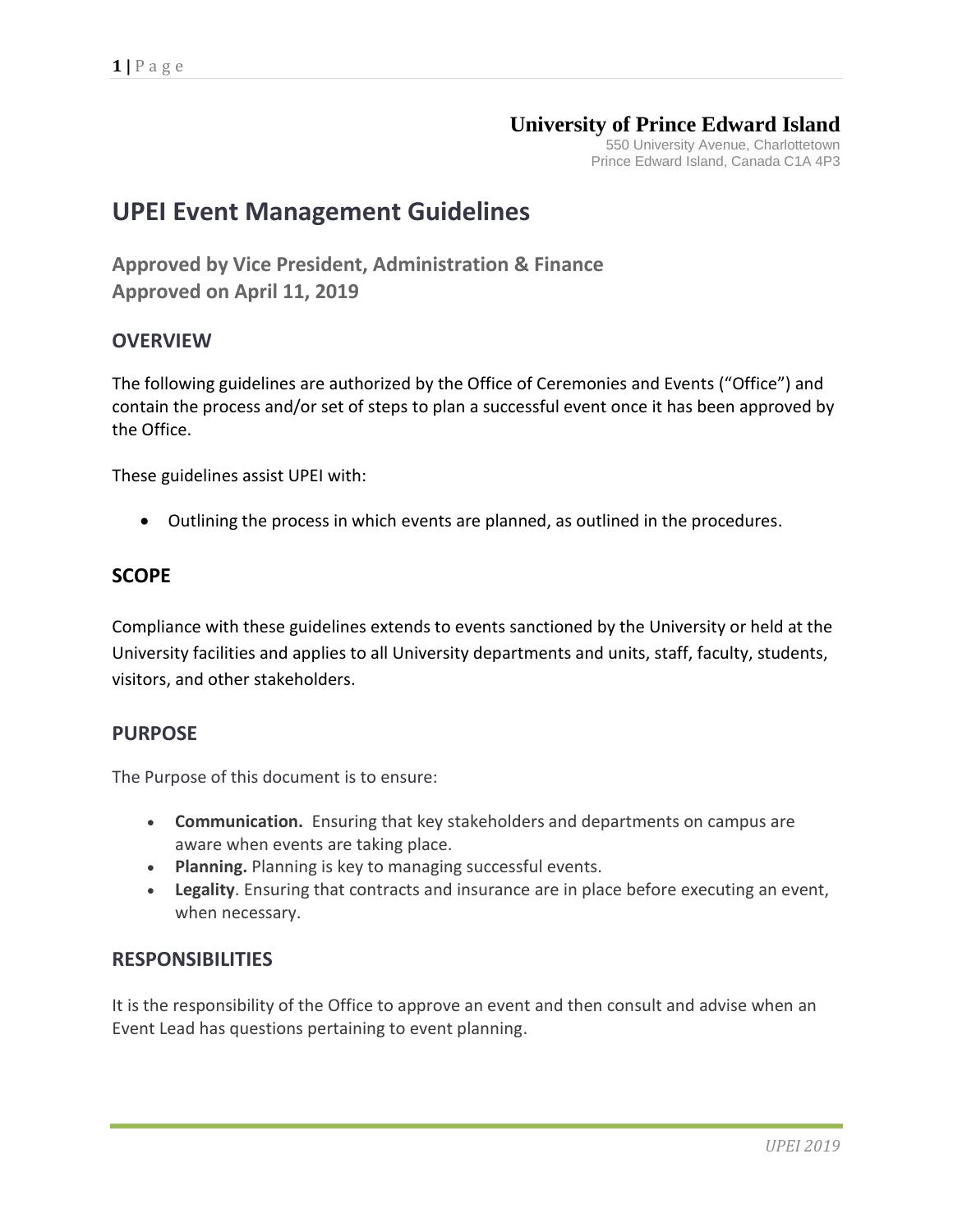**University of Prince Edward Island**
550 University Avenue, Charlottetown
Prince Edward Island, Canada C1A 4P3

# UPEI Event Management Guidelines

**Approved by Vice President, Administration & Finance**
**Approved on April 11, 2019**

## OVERVIEW

The following guidelines are authorized by the Office of Ceremonies and Events ("Office") and contain the process and/or set of steps to plan a successful event once it has been approved by the Office.

These guidelines assist UPEI with:

- Outlining the process in which events are planned, as outlined in the procedures.

## SCOPE

Compliance with these guidelines extends to events sanctioned by the University or held at the University facilities and applies to all University departments and units, staff, faculty, students, visitors, and other stakeholders.

## PURPOSE

The Purpose of this document is to ensure:

- **Communication.** Ensuring that key stakeholders and departments on campus are aware when events are taking place.
- **Planning.** Planning is key to managing successful events.
- **Legality**. Ensuring that contracts and insurance are in place before executing an event, when necessary.

## RESPONSIBILITIES

It is the responsibility of the Office to approve an event and then consult and advise when an Event Lead has questions pertaining to event planning.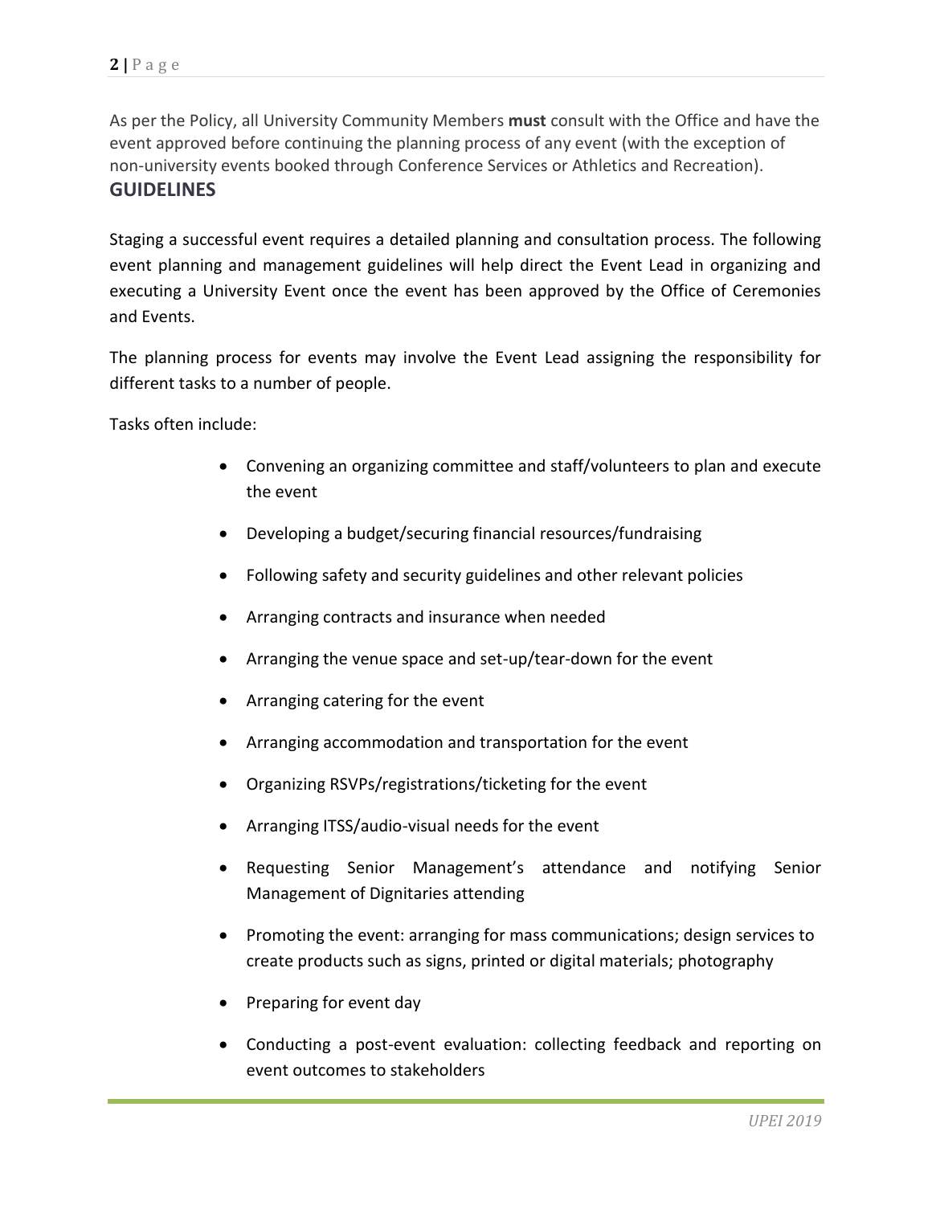As per the Policy, all University Community Members **must** consult with the Office and have the event approved before continuing the planning process of any event (with the exception of non-university events booked through Conference Services or Athletics and Recreation).

## GUIDELINES

Staging a successful event requires a detailed planning and consultation process. The following event planning and management guidelines will help direct the Event Lead in organizing and executing a University Event once the event has been approved by the Office of Ceremonies and Events.

The planning process for events may involve the Event Lead assigning the responsibility for different tasks to a number of people.

Tasks often include:

- Convening an organizing committee and staff/volunteers to plan and execute the event
- Developing a budget/securing financial resources/fundraising
- Following safety and security guidelines and other relevant policies
- Arranging contracts and insurance when needed
- Arranging the venue space and set-up/tear-down for the event
- Arranging catering for the event
- Arranging accommodation and transportation for the event
- Organizing RSVPs/registrations/ticketing for the event
- Arranging ITSS/audio-visual needs for the event
- Requesting Senior Management's attendance and notifying Senior Management of Dignitaries attending
- Promoting the event: arranging for mass communications; design services to create products such as signs, printed or digital materials; photography
- Preparing for event day
- Conducting a post-event evaluation: collecting feedback and reporting on event outcomes to stakeholders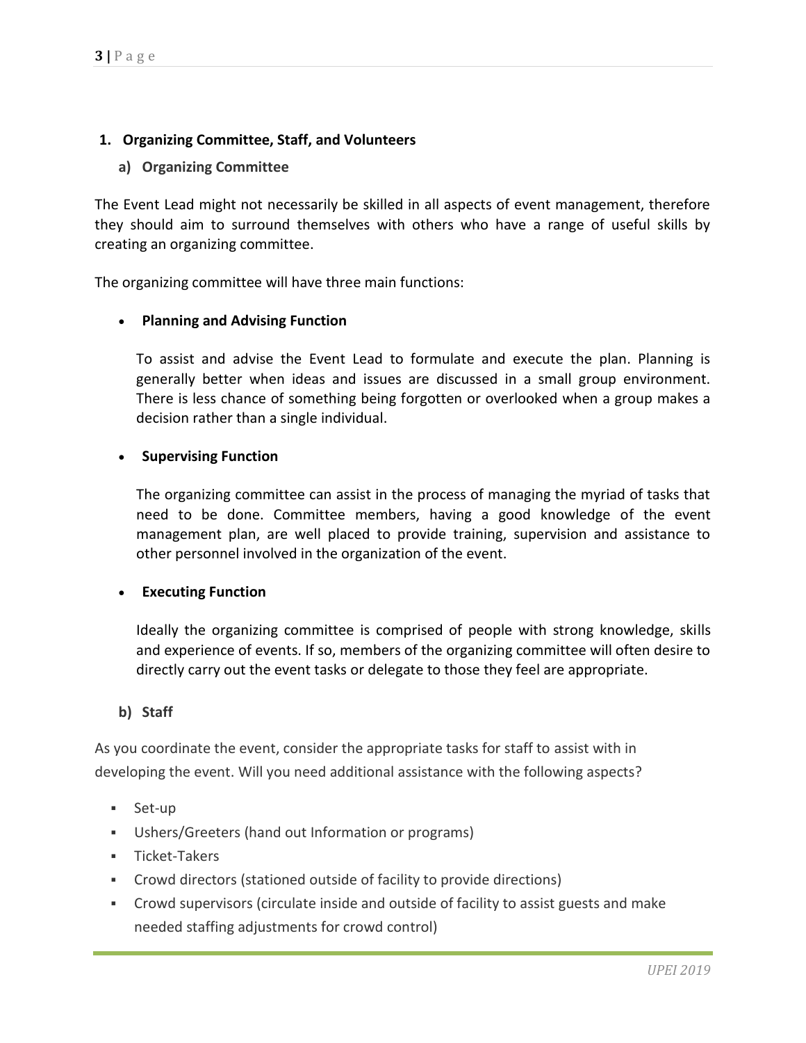## 1. Organizing Committee, Staff, and Volunteers

### a) Organizing Committee

The Event Lead might not necessarily be skilled in all aspects of event management, therefore they should aim to surround themselves with others who have a range of useful skills by creating an organizing committee.

The organizing committee will have three main functions:

- **Planning and Advising Function**

  To assist and advise the Event Lead to formulate and execute the plan. Planning is generally better when ideas and issues are discussed in a small group environment. There is less chance of something being forgotten or overlooked when a group makes a decision rather than a single individual.

- **Supervising Function**

  The organizing committee can assist in the process of managing the myriad of tasks that need to be done. Committee members, having a good knowledge of the event management plan, are well placed to provide training, supervision and assistance to other personnel involved in the organization of the event.

- **Executing Function**

  Ideally the organizing committee is comprised of people with strong knowledge, skills and experience of events. If so, members of the organizing committee will often desire to directly carry out the event tasks or delegate to those they feel are appropriate.

### b) Staff

As you coordinate the event, consider the appropriate tasks for staff to assist with in developing the event. Will you need additional assistance with the following aspects?

- Set-up
- Ushers/Greeters (hand out Information or programs)
- Ticket-Takers
- Crowd directors (stationed outside of facility to provide directions)
- Crowd supervisors (circulate inside and outside of facility to assist guests and make needed staffing adjustments for crowd control)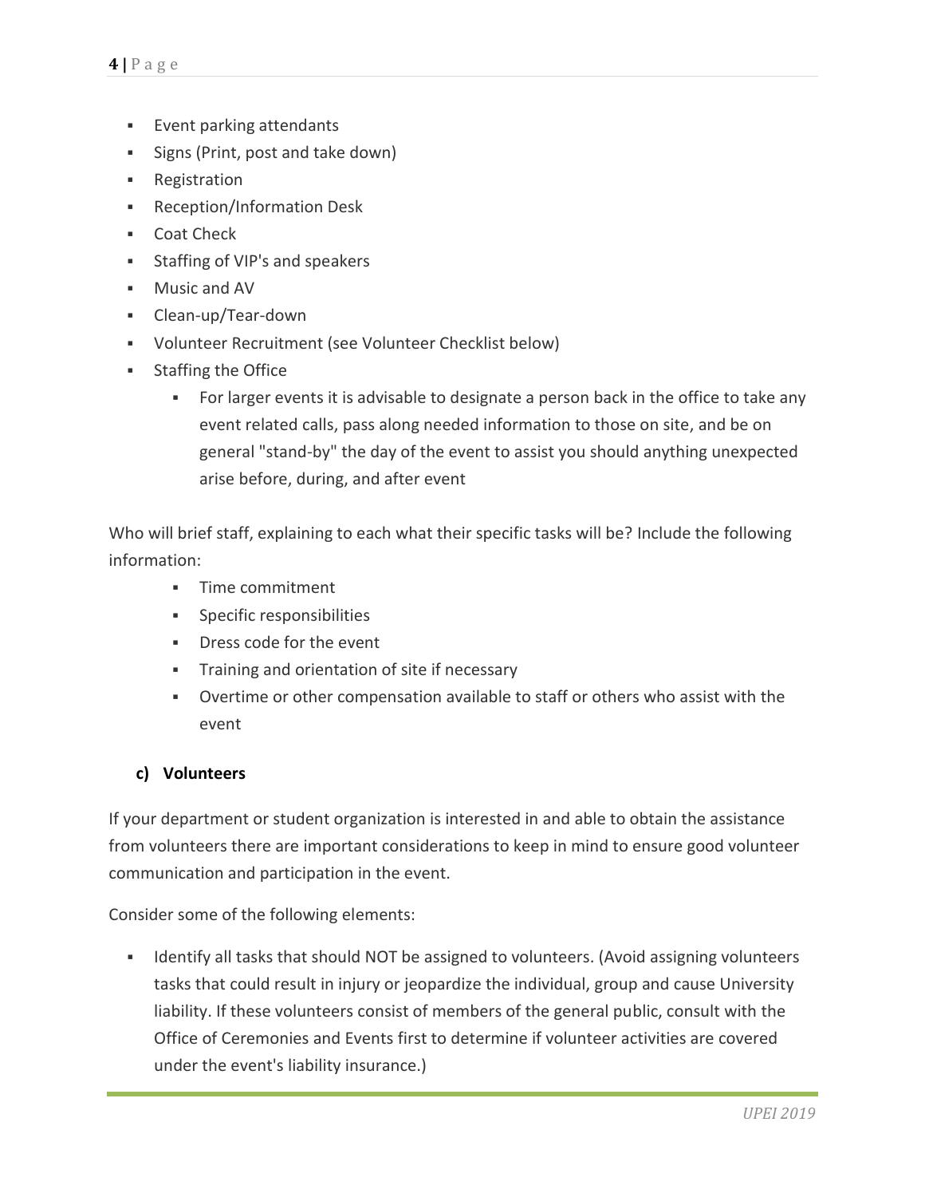- Event parking attendants
- Signs (Print, post and take down)
- Registration
- Reception/Information Desk
- Coat Check
- Staffing of VIP's and speakers
- Music and AV
- Clean-up/Tear-down
- Volunteer Recruitment (see Volunteer Checklist below)
- Staffing the Office
  - For larger events it is advisable to designate a person back in the office to take any event related calls, pass along needed information to those on site, and be on general "stand-by" the day of the event to assist you should anything unexpected arise before, during, and after event

Who will brief staff, explaining to each what their specific tasks will be? Include the following information:

- Time commitment
- Specific responsibilities
- Dress code for the event
- Training and orientation of site if necessary
- Overtime or other compensation available to staff or others who assist with the event

### c) Volunteers

If your department or student organization is interested in and able to obtain the assistance from volunteers there are important considerations to keep in mind to ensure good volunteer communication and participation in the event.

Consider some of the following elements:

- Identify all tasks that should NOT be assigned to volunteers. (Avoid assigning volunteers tasks that could result in injury or jeopardize the individual, group and cause University liability. If these volunteers consist of members of the general public, consult with the Office of Ceremonies and Events first to determine if volunteer activities are covered under the event's liability insurance.)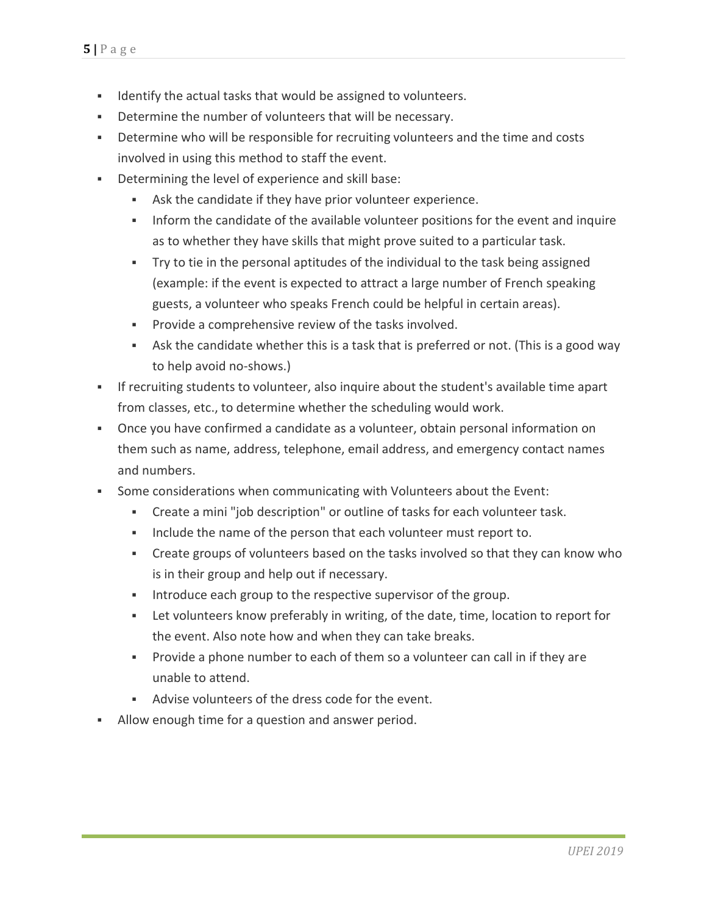- Identify the actual tasks that would be assigned to volunteers.
- Determine the number of volunteers that will be necessary.
- Determine who will be responsible for recruiting volunteers and the time and costs involved in using this method to staff the event.
- Determining the level of experience and skill base:
    - Ask the candidate if they have prior volunteer experience.
    - Inform the candidate of the available volunteer positions for the event and inquire as to whether they have skills that might prove suited to a particular task.
    - Try to tie in the personal aptitudes of the individual to the task being assigned (example: if the event is expected to attract a large number of French speaking guests, a volunteer who speaks French could be helpful in certain areas).
    - Provide a comprehensive review of the tasks involved.
    - Ask the candidate whether this is a task that is preferred or not. (This is a good way to help avoid no-shows.)
- If recruiting students to volunteer, also inquire about the student's available time apart from classes, etc., to determine whether the scheduling would work.
- Once you have confirmed a candidate as a volunteer, obtain personal information on them such as name, address, telephone, email address, and emergency contact names and numbers.
- Some considerations when communicating with Volunteers about the Event:
    - Create a mini "job description" or outline of tasks for each volunteer task.
    - Include the name of the person that each volunteer must report to.
    - Create groups of volunteers based on the tasks involved so that they can know who is in their group and help out if necessary.
    - Introduce each group to the respective supervisor of the group.
    - Let volunteers know preferably in writing, of the date, time, location to report for the event. Also note how and when they can take breaks.
    - Provide a phone number to each of them so a volunteer can call in if they are unable to attend.
    - Advise volunteers of the dress code for the event.
- Allow enough time for a question and answer period.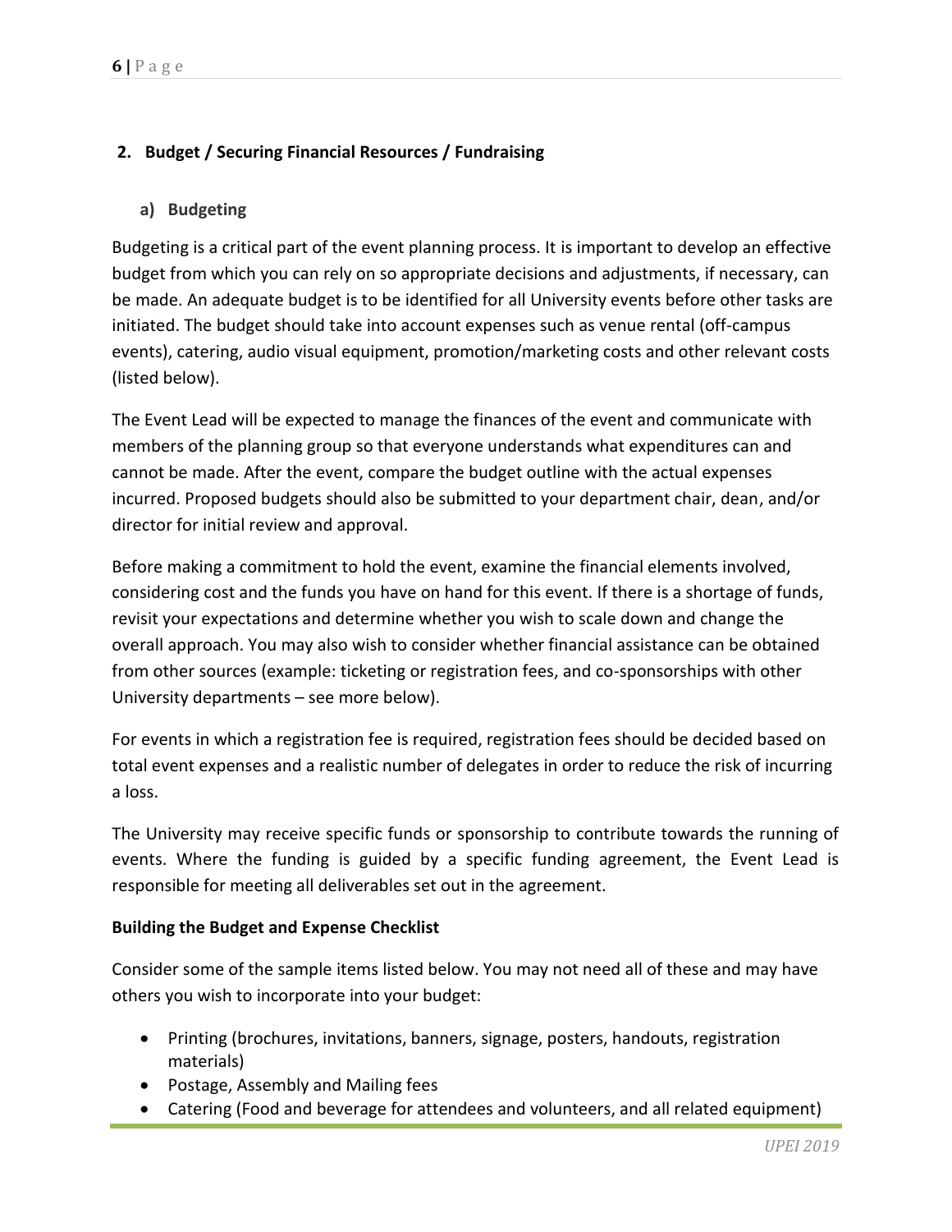## 2. Budget / Securing Financial Resources / Fundraising

### a) Budgeting

Budgeting is a critical part of the event planning process. It is important to develop an effective budget from which you can rely on so appropriate decisions and adjustments, if necessary, can be made. An adequate budget is to be identified for all University events before other tasks are initiated. The budget should take into account expenses such as venue rental (off-campus events), catering, audio visual equipment, promotion/marketing costs and other relevant costs (listed below).

The Event Lead will be expected to manage the finances of the event and communicate with members of the planning group so that everyone understands what expenditures can and cannot be made. After the event, compare the budget outline with the actual expenses incurred. Proposed budgets should also be submitted to your department chair, dean, and/or director for initial review and approval.

Before making a commitment to hold the event, examine the financial elements involved, considering cost and the funds you have on hand for this event. If there is a shortage of funds, revisit your expectations and determine whether you wish to scale down and change the overall approach. You may also wish to consider whether financial assistance can be obtained from other sources (example: ticketing or registration fees, and co-sponsorships with other University departments – see more below).

For events in which a registration fee is required, registration fees should be decided based on total event expenses and a realistic number of delegates in order to reduce the risk of incurring a loss.

The University may receive specific funds or sponsorship to contribute towards the running of events. Where the funding is guided by a specific funding agreement, the Event Lead is responsible for meeting all deliverables set out in the agreement.

**Building the Budget and Expense Checklist**

Consider some of the sample items listed below. You may not need all of these and may have others you wish to incorporate into your budget:

- Printing (brochures, invitations, banners, signage, posters, handouts, registration materials)
- Postage, Assembly and Mailing fees
- Catering (Food and beverage for attendees and volunteers, and all related equipment)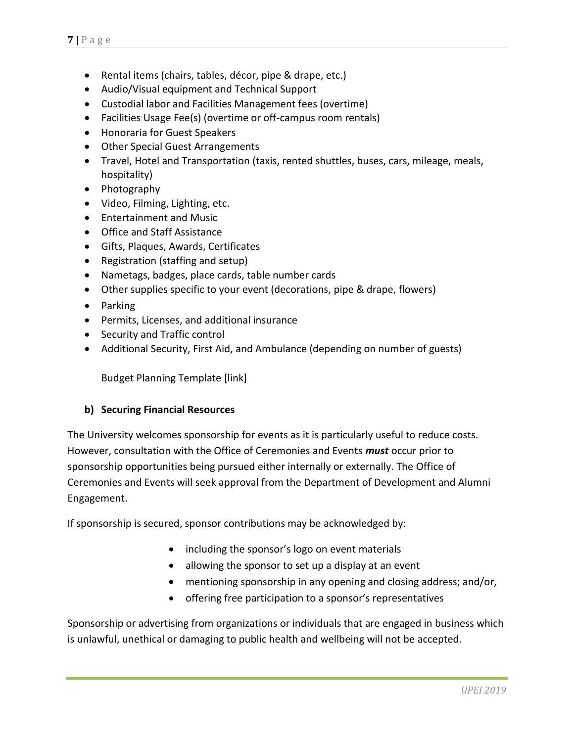- Rental items (chairs, tables, décor, pipe & drape, etc.)
- Audio/Visual equipment and Technical Support
- Custodial labor and Facilities Management fees (overtime)
- Facilities Usage Fee(s) (overtime or off-campus room rentals)
- Honoraria for Guest Speakers
- Other Special Guest Arrangements
- Travel, Hotel and Transportation (taxis, rented shuttles, buses, cars, mileage, meals, hospitality)
- Photography
- Video, Filming, Lighting, etc.
- Entertainment and Music
- Office and Staff Assistance
- Gifts, Plaques, Awards, Certificates
- Registration (staffing and setup)
- Nametags, badges, place cards, table number cards
- Other supplies specific to your event (decorations, pipe & drape, flowers)
- Parking
- Permits, Licenses, and additional insurance
- Security and Traffic control
- Additional Security, First Aid, and Ambulance (depending on number of guests)

Budget Planning Template [link]

### b) Securing Financial Resources

The University welcomes sponsorship for events as it is particularly useful to reduce costs. However, consultation with the Office of Ceremonies and Events ***must*** occur prior to sponsorship opportunities being pursued either internally or externally. The Office of Ceremonies and Events will seek approval from the Department of Development and Alumni Engagement.

If sponsorship is secured, sponsor contributions may be acknowledged by:

- including the sponsor's logo on event materials
- allowing the sponsor to set up a display at an event
- mentioning sponsorship in any opening and closing address; and/or,
- offering free participation to a sponsor's representatives

Sponsorship or advertising from organizations or individuals that are engaged in business which is unlawful, unethical or damaging to public health and wellbeing will not be accepted.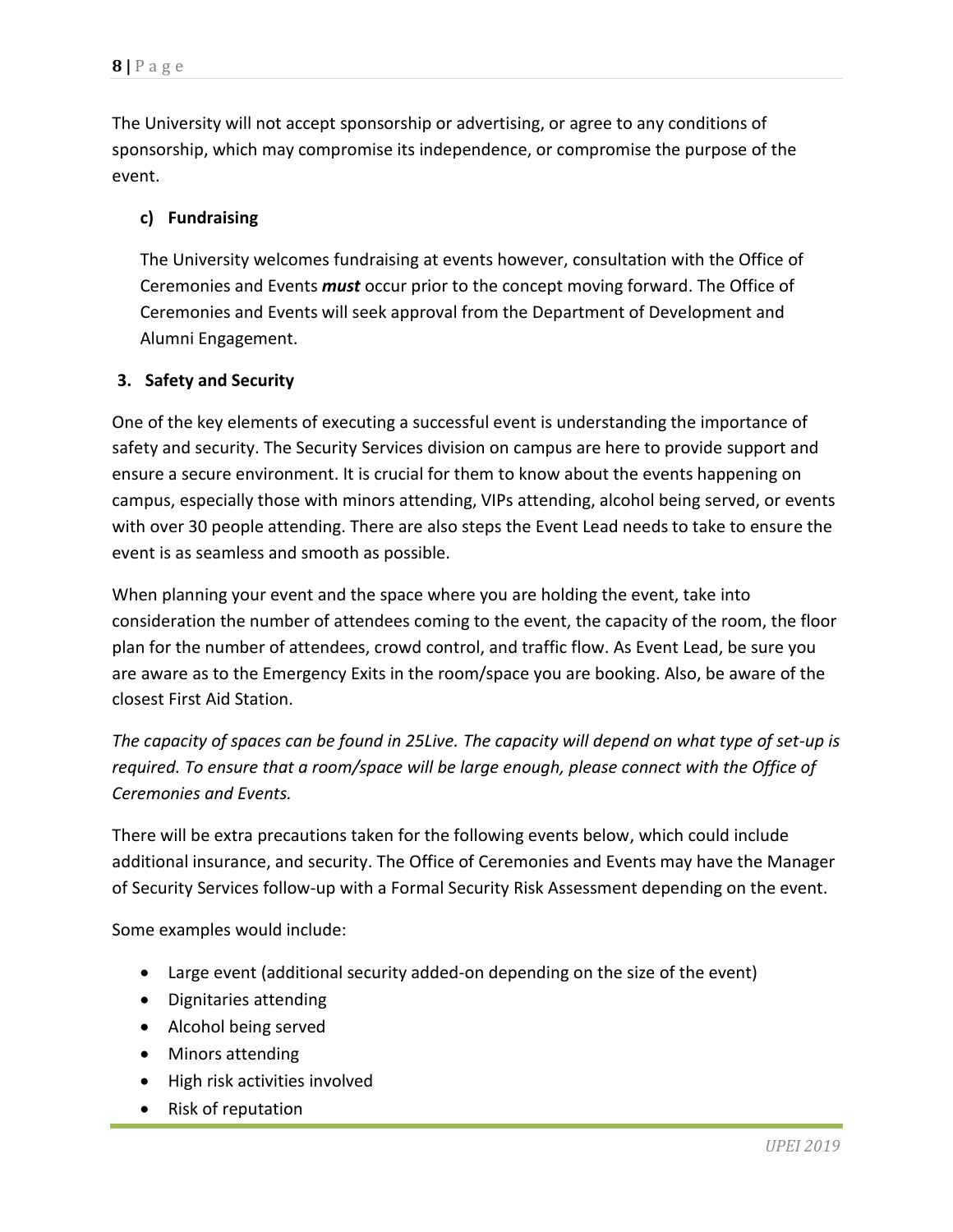The University will not accept sponsorship or advertising, or agree to any conditions of sponsorship, which may compromise its independence, or compromise the purpose of the event.

### c) Fundraising

The University welcomes fundraising at events however, consultation with the Office of Ceremonies and Events ***must*** occur prior to the concept moving forward. The Office of Ceremonies and Events will seek approval from the Department of Development and Alumni Engagement.

## 3. Safety and Security

One of the key elements of executing a successful event is understanding the importance of safety and security. The Security Services division on campus are here to provide support and ensure a secure environment. It is crucial for them to know about the events happening on campus, especially those with minors attending, VIPs attending, alcohol being served, or events with over 30 people attending. There are also steps the Event Lead needs to take to ensure the event is as seamless and smooth as possible.

When planning your event and the space where you are holding the event, take into consideration the number of attendees coming to the event, the capacity of the room, the floor plan for the number of attendees, crowd control, and traffic flow. As Event Lead, be sure you are aware as to the Emergency Exits in the room/space you are booking. Also, be aware of the closest First Aid Station.

*The capacity of spaces can be found in 25Live. The capacity will depend on what type of set-up is required. To ensure that a room/space will be large enough, please connect with the Office of Ceremonies and Events.*

There will be extra precautions taken for the following events below, which could include additional insurance, and security. The Office of Ceremonies and Events may have the Manager of Security Services follow-up with a Formal Security Risk Assessment depending on the event.

Some examples would include:

- Large event (additional security added-on depending on the size of the event)
- Dignitaries attending
- Alcohol being served
- Minors attending
- High risk activities involved
- Risk of reputation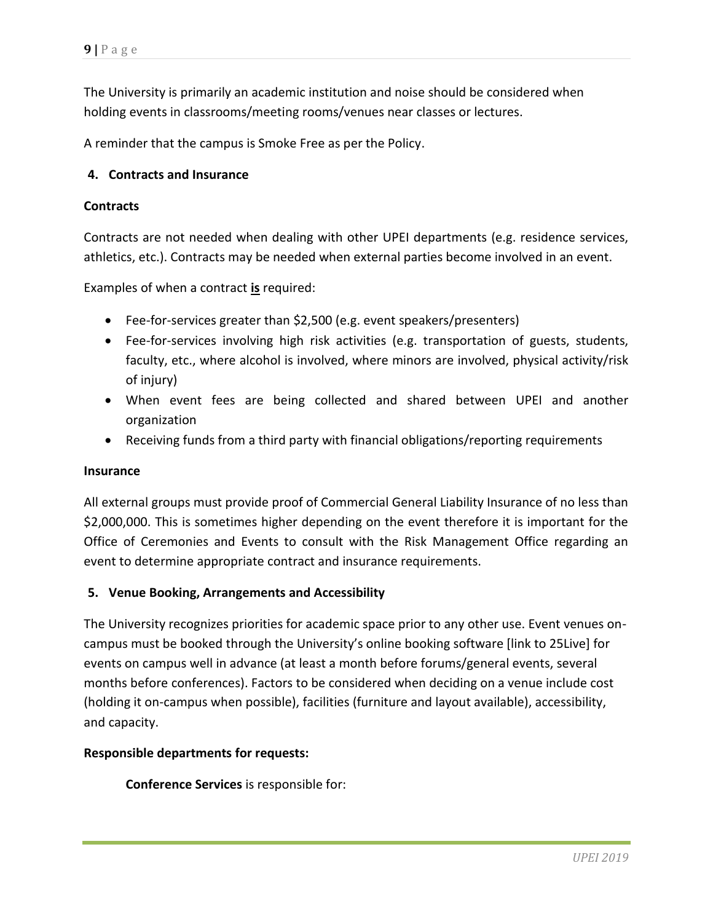The University is primarily an academic institution and noise should be considered when holding events in classrooms/meeting rooms/venues near classes or lectures.

A reminder that the campus is Smoke Free as per the Policy.

## 4. Contracts and Insurance

### Contracts

Contracts are not needed when dealing with other UPEI departments (e.g. residence services, athletics, etc.). Contracts may be needed when external parties become involved in an event.

Examples of when a contract **is** required:

- Fee-for-services greater than $2,500 (e.g. event speakers/presenters)
- Fee-for-services involving high risk activities (e.g. transportation of guests, students, faculty, etc., where alcohol is involved, where minors are involved, physical activity/risk of injury)
- When event fees are being collected and shared between UPEI and another organization
- Receiving funds from a third party with financial obligations/reporting requirements

### Insurance

All external groups must provide proof of Commercial General Liability Insurance of no less than $2,000,000. This is sometimes higher depending on the event therefore it is important for the Office of Ceremonies and Events to consult with the Risk Management Office regarding an event to determine appropriate contract and insurance requirements.

## 5. Venue Booking, Arrangements and Accessibility

The University recognizes priorities for academic space prior to any other use. Event venues on-campus must be booked through the University's online booking software [link to 25Live] for events on campus well in advance (at least a month before forums/general events, several months before conferences). Factors to be considered when deciding on a venue include cost (holding it on-campus when possible), facilities (furniture and layout available), accessibility, and capacity.

### Responsible departments for requests:

**Conference Services** is responsible for: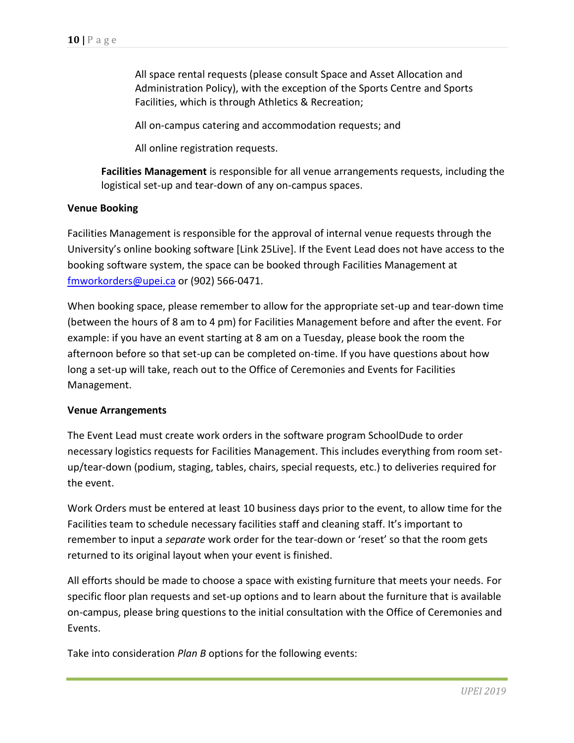All space rental requests (please consult Space and Asset Allocation and Administration Policy), with the exception of the Sports Centre and Sports Facilities, which is through Athletics & Recreation;

All on-campus catering and accommodation requests; and

All online registration requests.

**Facilities Management** is responsible for all venue arrangements requests, including the logistical set-up and tear-down of any on-campus spaces.

**Venue Booking**

Facilities Management is responsible for the approval of internal venue requests through the University's online booking software [Link 25Live]. If the Event Lead does not have access to the booking software system, the space can be booked through Facilities Management at fmworkorders@upei.ca or (902) 566-0471.

When booking space, please remember to allow for the appropriate set-up and tear-down time (between the hours of 8 am to 4 pm) for Facilities Management before and after the event. For example: if you have an event starting at 8 am on a Tuesday, please book the room the afternoon before so that set-up can be completed on-time. If you have questions about how long a set-up will take, reach out to the Office of Ceremonies and Events for Facilities Management.

**Venue Arrangements**

The Event Lead must create work orders in the software program SchoolDude to order necessary logistics requests for Facilities Management. This includes everything from room set-up/tear-down (podium, staging, tables, chairs, special requests, etc.) to deliveries required for the event.

Work Orders must be entered at least 10 business days prior to the event, to allow time for the Facilities team to schedule necessary facilities staff and cleaning staff. It's important to remember to input a *separate* work order for the tear-down or 'reset' so that the room gets returned to its original layout when your event is finished.

All efforts should be made to choose a space with existing furniture that meets your needs. For specific floor plan requests and set-up options and to learn about the furniture that is available on-campus, please bring questions to the initial consultation with the Office of Ceremonies and Events.

Take into consideration *Plan B* options for the following events: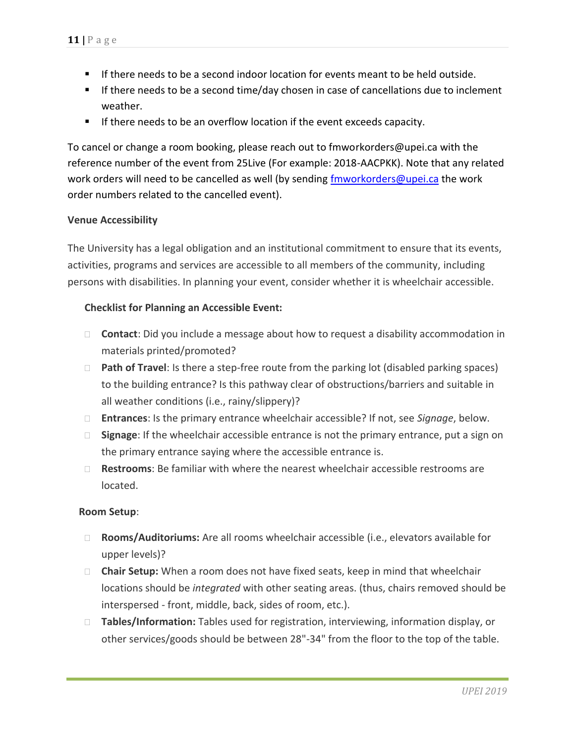- If there needs to be a second indoor location for events meant to be held outside.
- If there needs to be a second time/day chosen in case of cancellations due to inclement weather.
- If there needs to be an overflow location if the event exceeds capacity.

To cancel or change a room booking, please reach out to fmworkorders@upei.ca with the reference number of the event from 25Live (For example: 2018-AACPKK). Note that any related work orders will need to be cancelled as well (by sending fmworkorders@upei.ca the work order numbers related to the cancelled event).

**Venue Accessibility**

The University has a legal obligation and an institutional commitment to ensure that its events, activities, programs and services are accessible to all members of the community, including persons with disabilities. In planning your event, consider whether it is wheelchair accessible.

**Checklist for Planning an Accessible Event:**

- **Contact**: Did you include a message about how to request a disability accommodation in materials printed/promoted?
- **Path of Travel**: Is there a step-free route from the parking lot (disabled parking spaces) to the building entrance? Is this pathway clear of obstructions/barriers and suitable in all weather conditions (i.e., rainy/slippery)?
- **Entrances**: Is the primary entrance wheelchair accessible? If not, see *Signage*, below.
- **Signage**: If the wheelchair accessible entrance is not the primary entrance, put a sign on the primary entrance saying where the accessible entrance is.
- **Restrooms**: Be familiar with where the nearest wheelchair accessible restrooms are located.

**Room Setup**:

- **Rooms/Auditoriums:** Are all rooms wheelchair accessible (i.e., elevators available for upper levels)?
- **Chair Setup:** When a room does not have fixed seats, keep in mind that wheelchair locations should be *integrated* with other seating areas. (thus, chairs removed should be interspersed - front, middle, back, sides of room, etc.).
- **Tables/Information:** Tables used for registration, interviewing, information display, or other services/goods should be between 28"-34" from the floor to the top of the table.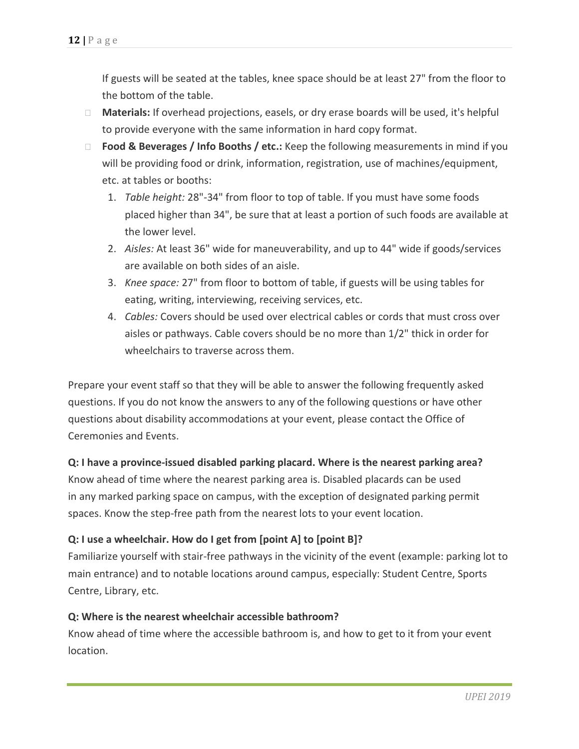If guests will be seated at the tables, knee space should be at least 27" from the floor to the bottom of the table.

- **Materials:** If overhead projections, easels, or dry erase boards will be used, it's helpful to provide everyone with the same information in hard copy format.
- **Food & Beverages / Info Booths / etc.:** Keep the following measurements in mind if you will be providing food or drink, information, registration, use of machines/equipment, etc. at tables or booths:
  1. *Table height:* 28"-34" from floor to top of table. If you must have some foods placed higher than 34", be sure that at least a portion of such foods are available at the lower level.
  2. *Aisles:* At least 36" wide for maneuverability, and up to 44" wide if goods/services are available on both sides of an aisle.
  3. *Knee space:* 27" from floor to bottom of table, if guests will be using tables for eating, writing, interviewing, receiving services, etc.
  4. *Cables:* Covers should be used over electrical cables or cords that must cross over aisles or pathways. Cable covers should be no more than 1/2" thick in order for wheelchairs to traverse across them.

Prepare your event staff so that they will be able to answer the following frequently asked questions. If you do not know the answers to any of the following questions or have other questions about disability accommodations at your event, please contact the Office of Ceremonies and Events.

**Q: I have a province-issued disabled parking placard. Where is the nearest parking area?**
Know ahead of time where the nearest parking area is. Disabled placards can be used in any marked parking space on campus, with the exception of designated parking permit spaces. Know the step-free path from the nearest lots to your event location.

**Q: I use a wheelchair. How do I get from [point A] to [point B]?**
Familiarize yourself with stair-free pathways in the vicinity of the event (example: parking lot to main entrance) and to notable locations around campus, especially: Student Centre, Sports Centre, Library, etc.

**Q: Where is the nearest wheelchair accessible bathroom?**
Know ahead of time where the accessible bathroom is, and how to get to it from your event location.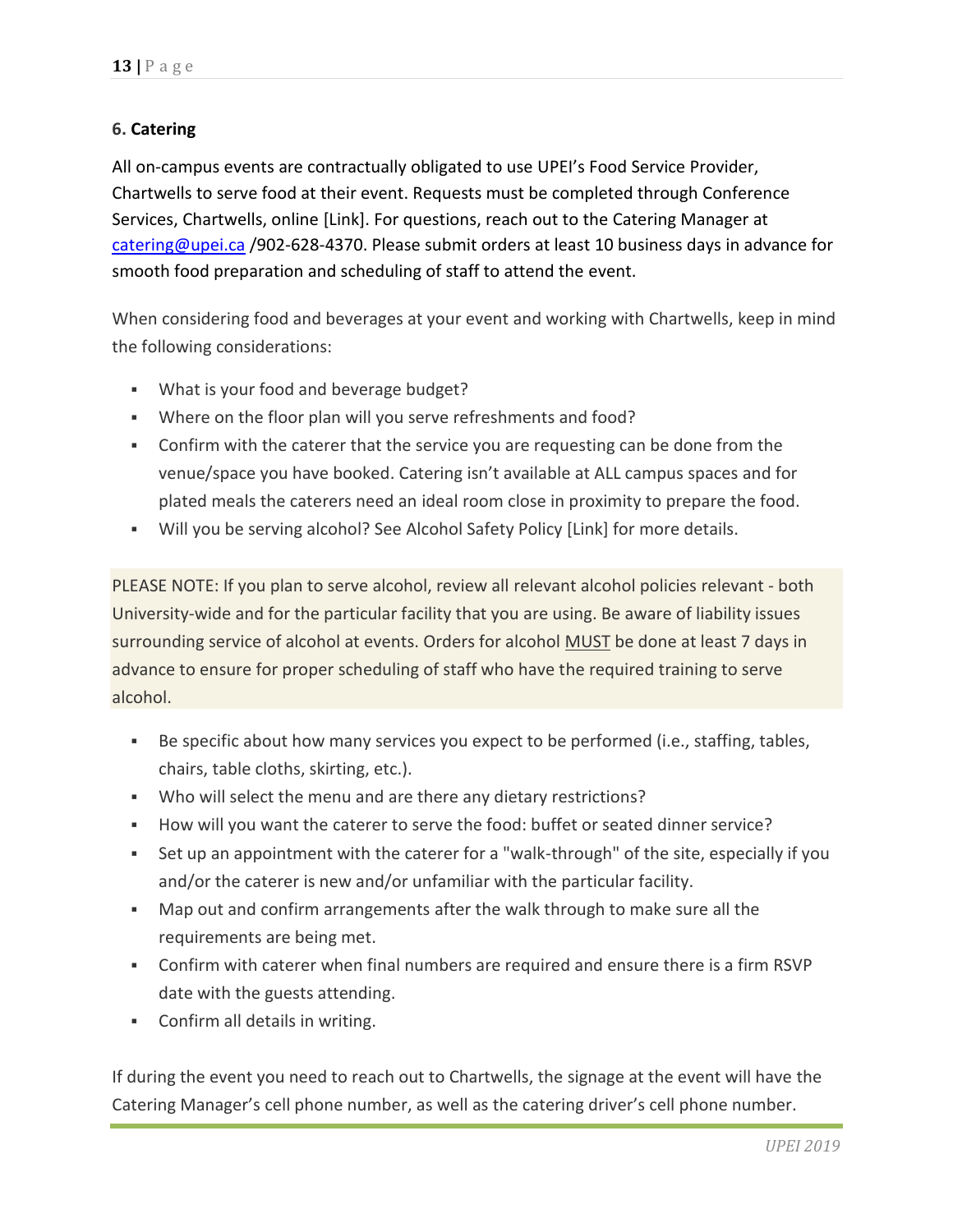## 6. Catering

All on-campus events are contractually obligated to use UPEI's Food Service Provider, Chartwells to serve food at their event. Requests must be completed through Conference Services, Chartwells, online [Link]. For questions, reach out to the Catering Manager at catering@upei.ca /902-628-4370. Please submit orders at least 10 business days in advance for smooth food preparation and scheduling of staff to attend the event.

When considering food and beverages at your event and working with Chartwells, keep in mind the following considerations:

- What is your food and beverage budget?
- Where on the floor plan will you serve refreshments and food?
- Confirm with the caterer that the service you are requesting can be done from the venue/space you have booked. Catering isn't available at ALL campus spaces and for plated meals the caterers need an ideal room close in proximity to prepare the food.
- Will you be serving alcohol? See Alcohol Safety Policy [Link] for more details.

PLEASE NOTE: If you plan to serve alcohol, review all relevant alcohol policies relevant - both University-wide and for the particular facility that you are using. Be aware of liability issues surrounding service of alcohol at events. Orders for alcohol MUST be done at least 7 days in advance to ensure for proper scheduling of staff who have the required training to serve alcohol.

- Be specific about how many services you expect to be performed (i.e., staffing, tables, chairs, table cloths, skirting, etc.).
- Who will select the menu and are there any dietary restrictions?
- How will you want the caterer to serve the food: buffet or seated dinner service?
- Set up an appointment with the caterer for a "walk-through" of the site, especially if you and/or the caterer is new and/or unfamiliar with the particular facility.
- Map out and confirm arrangements after the walk through to make sure all the requirements are being met.
- Confirm with caterer when final numbers are required and ensure there is a firm RSVP date with the guests attending.
- Confirm all details in writing.

If during the event you need to reach out to Chartwells, the signage at the event will have the Catering Manager's cell phone number, as well as the catering driver's cell phone number.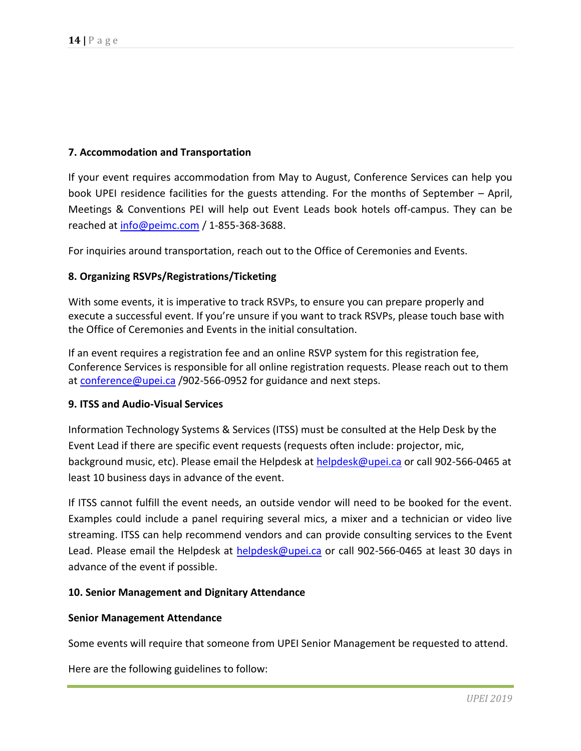**7. Accommodation and Transportation**

If your event requires accommodation from May to August, Conference Services can help you book UPEI residence facilities for the guests attending. For the months of September – April, Meetings & Conventions PEI will help out Event Leads book hotels off-campus. They can be reached at info@peimc.com / 1-855-368-3688.

For inquiries around transportation, reach out to the Office of Ceremonies and Events.

**8. Organizing RSVPs/Registrations/Ticketing**

With some events, it is imperative to track RSVPs, to ensure you can prepare properly and execute a successful event. If you're unsure if you want to track RSVPs, please touch base with the Office of Ceremonies and Events in the initial consultation.

If an event requires a registration fee and an online RSVP system for this registration fee, Conference Services is responsible for all online registration requests. Please reach out to them at conference@upei.ca /902-566-0952 for guidance and next steps.

**9. ITSS and Audio-Visual Services**

Information Technology Systems & Services (ITSS) must be consulted at the Help Desk by the Event Lead if there are specific event requests (requests often include: projector, mic, background music, etc). Please email the Helpdesk at helpdesk@upei.ca or call 902-566-0465 at least 10 business days in advance of the event.

If ITSS cannot fulfill the event needs, an outside vendor will need to be booked for the event. Examples could include a panel requiring several mics, a mixer and a technician or video live streaming. ITSS can help recommend vendors and can provide consulting services to the Event Lead. Please email the Helpdesk at helpdesk@upei.ca or call 902-566-0465 at least 30 days in advance of the event if possible.

**10. Senior Management and Dignitary Attendance**

**Senior Management Attendance**

Some events will require that someone from UPEI Senior Management be requested to attend.

Here are the following guidelines to follow: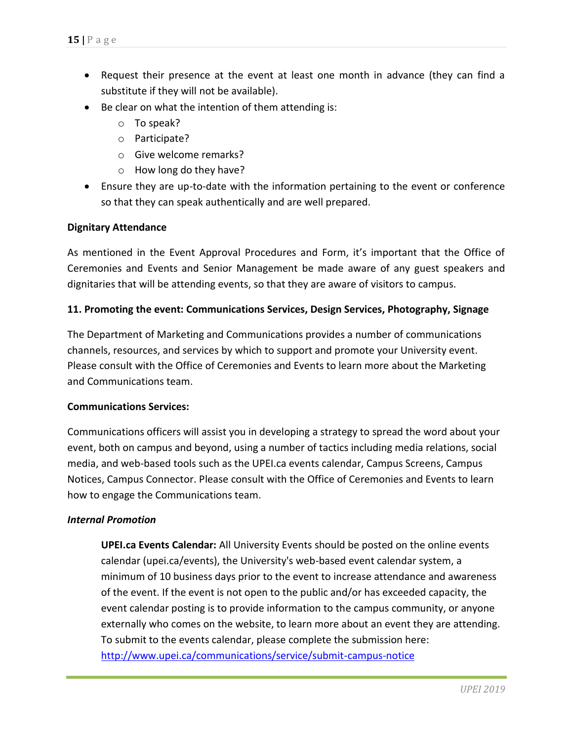- Request their presence at the event at least one month in advance (they can find a substitute if they will not be available).
- Be clear on what the intention of them attending is:
  - To speak?
  - Participate?
  - Give welcome remarks?
  - How long do they have?
- Ensure they are up-to-date with the information pertaining to the event or conference so that they can speak authentically and are well prepared.

**Dignitary Attendance**

As mentioned in the Event Approval Procedures and Form, it's important that the Office of Ceremonies and Events and Senior Management be made aware of any guest speakers and dignitaries that will be attending events, so that they are aware of visitors to campus.

**11. Promoting the event: Communications Services, Design Services, Photography, Signage**

The Department of Marketing and Communications provides a number of communications channels, resources, and services by which to support and promote your University event. Please consult with the Office of Ceremonies and Events to learn more about the Marketing and Communications team.

**Communications Services:**

Communications officers will assist you in developing a strategy to spread the word about your event, both on campus and beyond, using a number of tactics including media relations, social media, and web-based tools such as the UPEI.ca events calendar, Campus Screens, Campus Notices, Campus Connector. Please consult with the Office of Ceremonies and Events to learn how to engage the Communications team.

***Internal Promotion***

> **UPEI.ca Events Calendar:** All University Events should be posted on the online events calendar (upei.ca/events), the University's web-based event calendar system, a minimum of 10 business days prior to the event to increase attendance and awareness of the event. If the event is not open to the public and/or has exceeded capacity, the event calendar posting is to provide information to the campus community, or anyone externally who comes on the website, to learn more about an event they are attending. To submit to the events calendar, please complete the submission here: [http://www.upei.ca/communications/service/submit-campus-notice](http://www.upei.ca/communications/service/submit-campus-notice)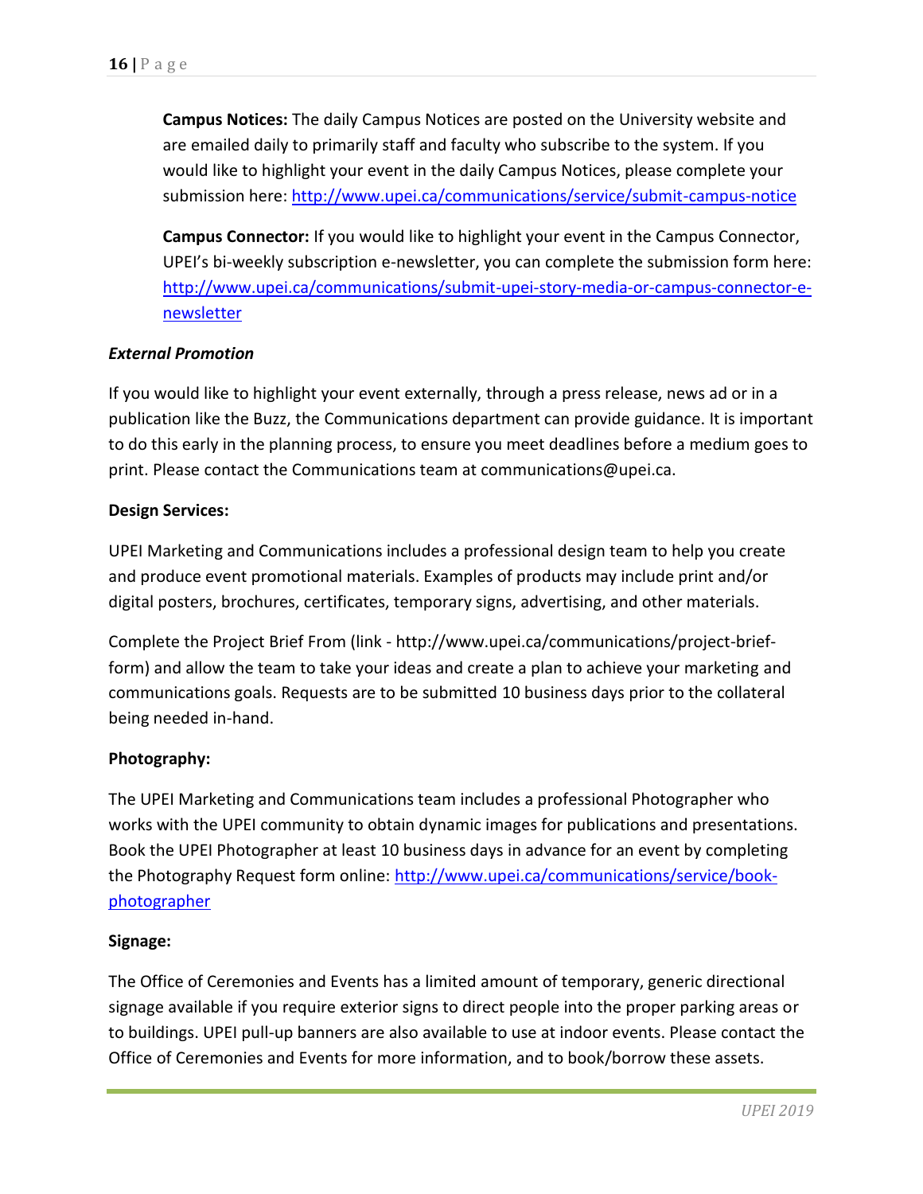**Campus Notices:** The daily Campus Notices are posted on the University website and are emailed daily to primarily staff and faculty who subscribe to the system. If you would like to highlight your event in the daily Campus Notices, please complete your submission here: http://www.upei.ca/communications/service/submit-campus-notice

**Campus Connector:** If you would like to highlight your event in the Campus Connector, UPEI's bi-weekly subscription e-newsletter, you can complete the submission form here: http://www.upei.ca/communications/submit-upei-story-media-or-campus-connector-e-newsletter

***External Promotion***

If you would like to highlight your event externally, through a press release, news ad or in a publication like the Buzz, the Communications department can provide guidance. It is important to do this early in the planning process, to ensure you meet deadlines before a medium goes to print. Please contact the Communications team at communications@upei.ca.

**Design Services:**

UPEI Marketing and Communications includes a professional design team to help you create and produce event promotional materials. Examples of products may include print and/or digital posters, brochures, certificates, temporary signs, advertising, and other materials.

Complete the Project Brief From (link - http://www.upei.ca/communications/project-brief-form) and allow the team to take your ideas and create a plan to achieve your marketing and communications goals. Requests are to be submitted 10 business days prior to the collateral being needed in-hand.

**Photography:**

The UPEI Marketing and Communications team includes a professional Photographer who works with the UPEI community to obtain dynamic images for publications and presentations. Book the UPEI Photographer at least 10 business days in advance for an event by completing the Photography Request form online: http://www.upei.ca/communications/service/book-photographer

**Signage:**

The Office of Ceremonies and Events has a limited amount of temporary, generic directional signage available if you require exterior signs to direct people into the proper parking areas or to buildings. UPEI pull-up banners are also available to use at indoor events. Please contact the Office of Ceremonies and Events for more information, and to book/borrow these assets.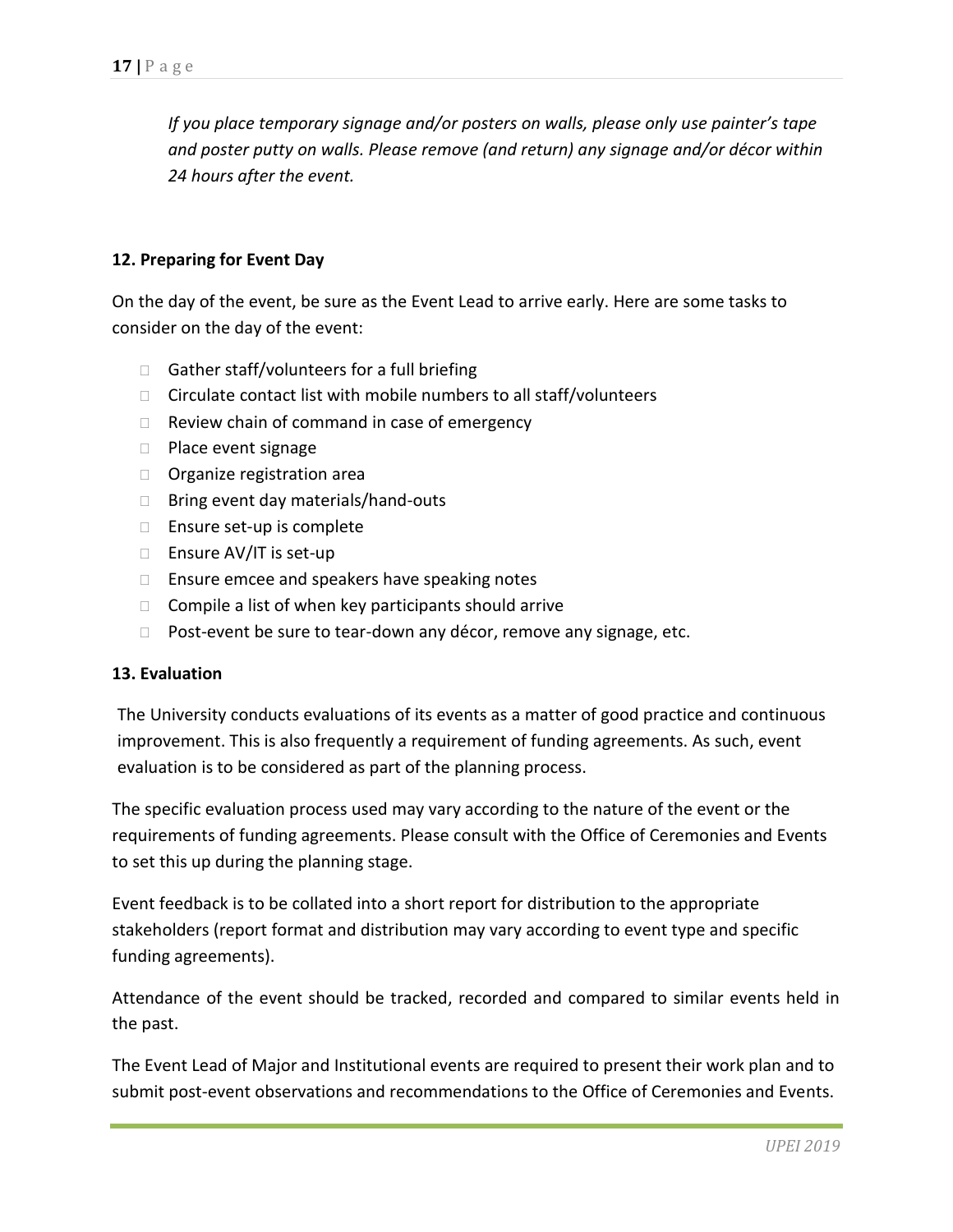*If you place temporary signage and/or posters on walls, please only use painter's tape and poster putty on walls. Please remove (and return) any signage and/or décor within 24 hours after the event.*

**12. Preparing for Event Day**

On the day of the event, be sure as the Event Lead to arrive early. Here are some tasks to consider on the day of the event:

- Gather staff/volunteers for a full briefing
- Circulate contact list with mobile numbers to all staff/volunteers
- Review chain of command in case of emergency
- Place event signage
- Organize registration area
- Bring event day materials/hand-outs
- Ensure set-up is complete
- Ensure AV/IT is set-up
- Ensure emcee and speakers have speaking notes
- Compile a list of when key participants should arrive
- Post-event be sure to tear-down any décor, remove any signage, etc.

**13. Evaluation**

The University conducts evaluations of its events as a matter of good practice and continuous improvement. This is also frequently a requirement of funding agreements. As such, event evaluation is to be considered as part of the planning process.

The specific evaluation process used may vary according to the nature of the event or the requirements of funding agreements. Please consult with the Office of Ceremonies and Events to set this up during the planning stage.

Event feedback is to be collated into a short report for distribution to the appropriate stakeholders (report format and distribution may vary according to event type and specific funding agreements).

Attendance of the event should be tracked, recorded and compared to similar events held in the past.

The Event Lead of Major and Institutional events are required to present their work plan and to submit post-event observations and recommendations to the Office of Ceremonies and Events.